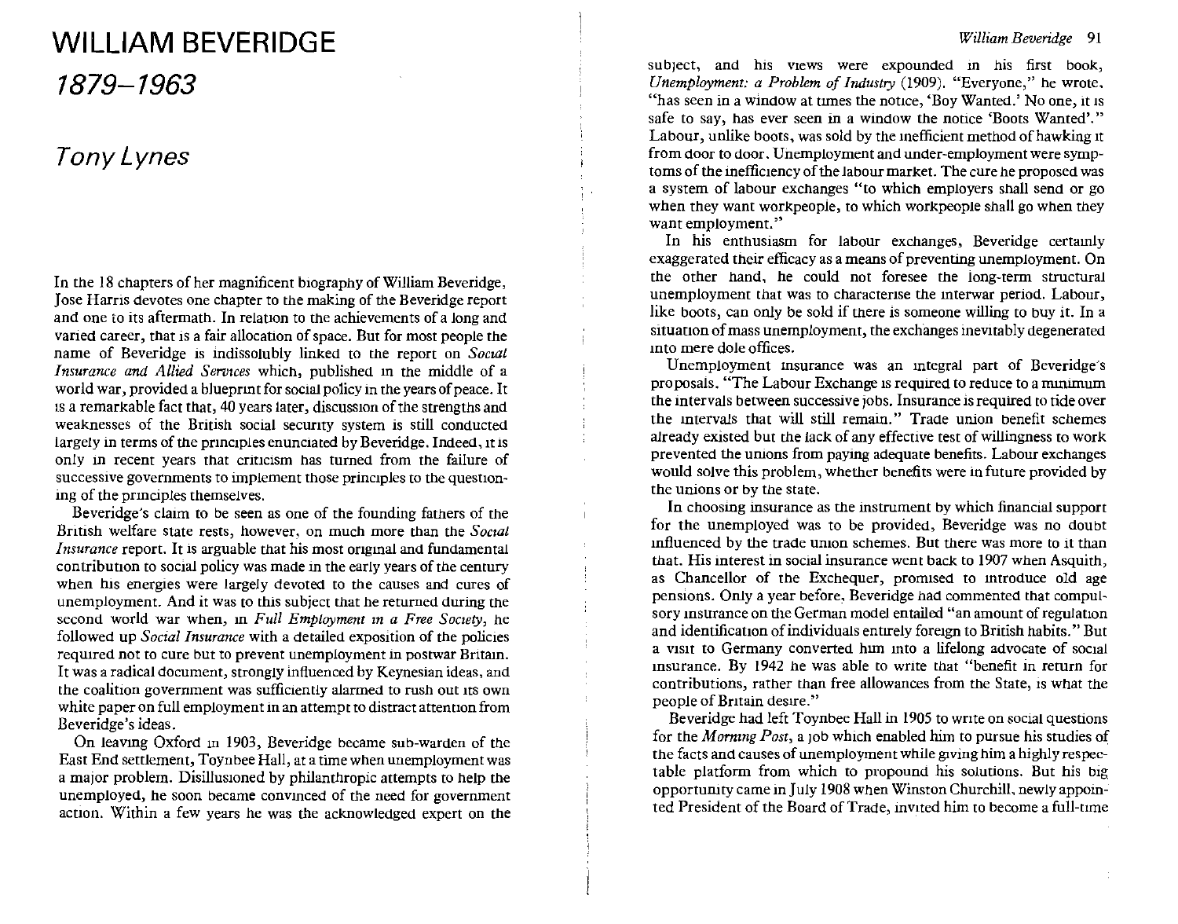# WILLIAM BEVERIDGE

## *1879–1963*

## *Tony Lynes*

In the 18 chapters of her magnificent biography of William Beveridge, Jose Harris devotes one chapter to the making of the Beveridge report and one to its aftermath. In relation to the achievements of a long and varied career, that is a fair allocation of space. But for most people the name of Beveridge is indissolubly linked to the report on *Social Insurance and Allied Services* which, published in the middle of a world war, provided a blueprint for social policy in the years of peace. It is a remarkable fact that, 40 years later, discussion of the strengths and weaknesses of the British social security system is still conducted largely in terms of the principles enunciated by Beveridge. Indeed, it is only in recent years that criticism has turned from the failure of successive governments to implement those principles to the questioning of the principles themselves.

Beveridge's claim to be seen as one of the founding fathers of the British welfare state rests, however, on much more than the *Social Insurance* report. It is arguable that his most original and fundamental contribution to social policy was made in the early years of the century when his energies were largely devoted to the causes and cures of unemployment. And it was to this subject that he returned during the second world war when, in *Full Employment in a Free Society*, he followed up *Social Insurance* with a detailed exposition of the policies required not to cure but to prevent unemployment in postwar Britain. It was a radical document, strongly influenced by Keynesian ideas, and the coalition government was sufficiently alarmed to rush out its own white paper on full employment in an attempt to distract attention from Beveridge's ideas.

On leaving Oxford in 1903, Beveridge became sub-warden of the East End settlement, Toynbee Hall, at a time when unemployment was a major problem. Disillusioned by philanthropic attempts to help the unemployed, he soon became convinced of the need for government action. Within a few years he was the acknowledged expert on the subject, and his views were expounded in his first book, *Unemployment: a Problem of Industry* (1909). "Everyone," he wrote, "has seen in a window at times the notice, 'Boy Wanted.' No one, it is safe to say, has ever seen in a window the notice 'Boots Wanted'." Labour, unlike boots, was sold by the inefficient method of hawking it from door to door. Unemployment and under-employment were symptoms of the inefficiency of the labour market. The cure he proposed was a system of labour exchanges "to which employers shall send or go when they want workpeople, to which workpeople shall go when they want employment."

In his enthusiasm for labour exchanges, Beveridge certainly exaggerated their efficacy as a means of preventing unemployment. On the other hand, he could not foresee the long-term structural unemployment that was to characterise the interwar period. Labour, like boots, can only be sold if there is someone willing to buy it. In a situation of mass unemployment, the exchanges inevitably degenerated into mere dole offices.

Unemployment insurance was an integral part of Beveridge's proposals. "The Labour Exchange is required to reduce to a minimum the intervals between successive jobs. Insurance is required to tide over the intervals that will still remain." Trade union benefit schemes already existed but the lack of any effective test of willingness to work prevented the unions from paying adequate benefits. Labour exchanges would solve this problem, whether benefits were in future provided by the unions or by the state.

In choosing insurance as the instrument by which financial support for the unemployed was to be provided, Beveridge was no doubt influenced by the trade union schemes. But there was more to it than that. His interest in social insurance went back to 1907 when Asquith, as Chancellor of the Exchequer, promised to introduce old age pensions. Only a year before, Beveridge had commented that compulsory insurance on the German model entailed "an amount of regulation and identification of individuals entirely foreign to British habits." But a visit to Germany converted him into a lifelong advocate of social insurance. By 1942 he was able to write that "benefit in return for contributions, rather than free allowances from the State, is what the people of Britain desire."

Beveridge had left Toynbee Hall in 1905 to write on social questions for the *Morning Post*, a job which enabled him to pursue his studies of the facts and causes of unemployment while giving him a highly respectable platform from which to propound his solutions. But his big opportunity came in July 1908 when Winston Churchill, newly appointed President of the Board of Trade, invited him to become a full-time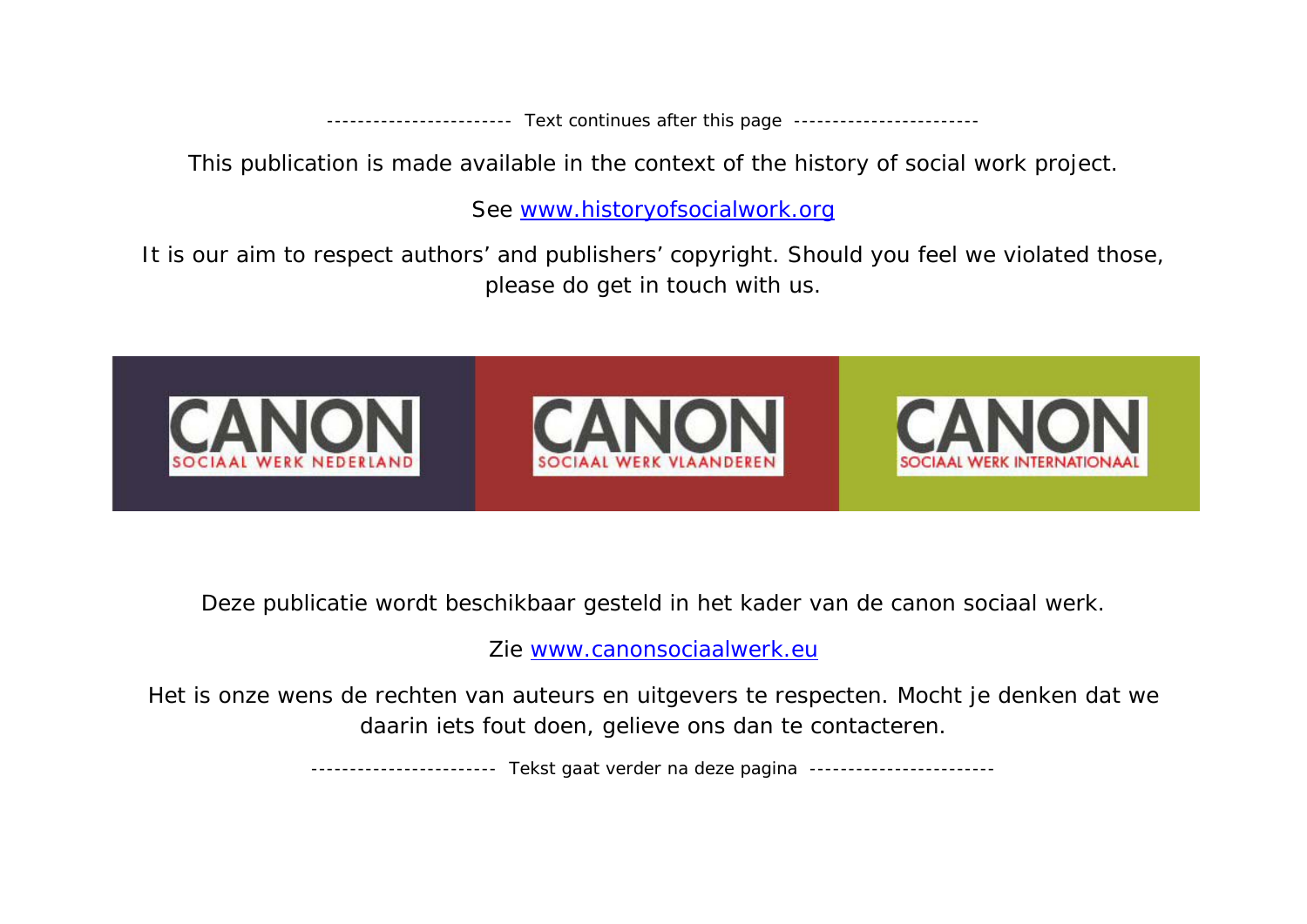----------------------- Text continues after this page -----------------------

This publication is made available in the context of the history of social work project.

See www.historyofsocialwork.org

It is our aim to respect authors' and publishers' copyright. Should you feel we violated those, please do get in touch with us.

CANON SOCIAAL WERK NEDERLAND

CANON SOCIAAL WERK VLAANDEREN

CANON SOCIAAL WERK INTERNATIONAAL

Deze publicatie wordt beschikbaar gesteld in het kader van de canon sociaal werk.

Zie www.canonsociaalwerk.eu

Het is onze wens de rechten van auteurs en uitgevers te respecten. Mocht je denken dat we daarin iets fout doen, gelieve ons dan te contacteren.

----------------------- Tekst gaat verder na deze pagina -----------------------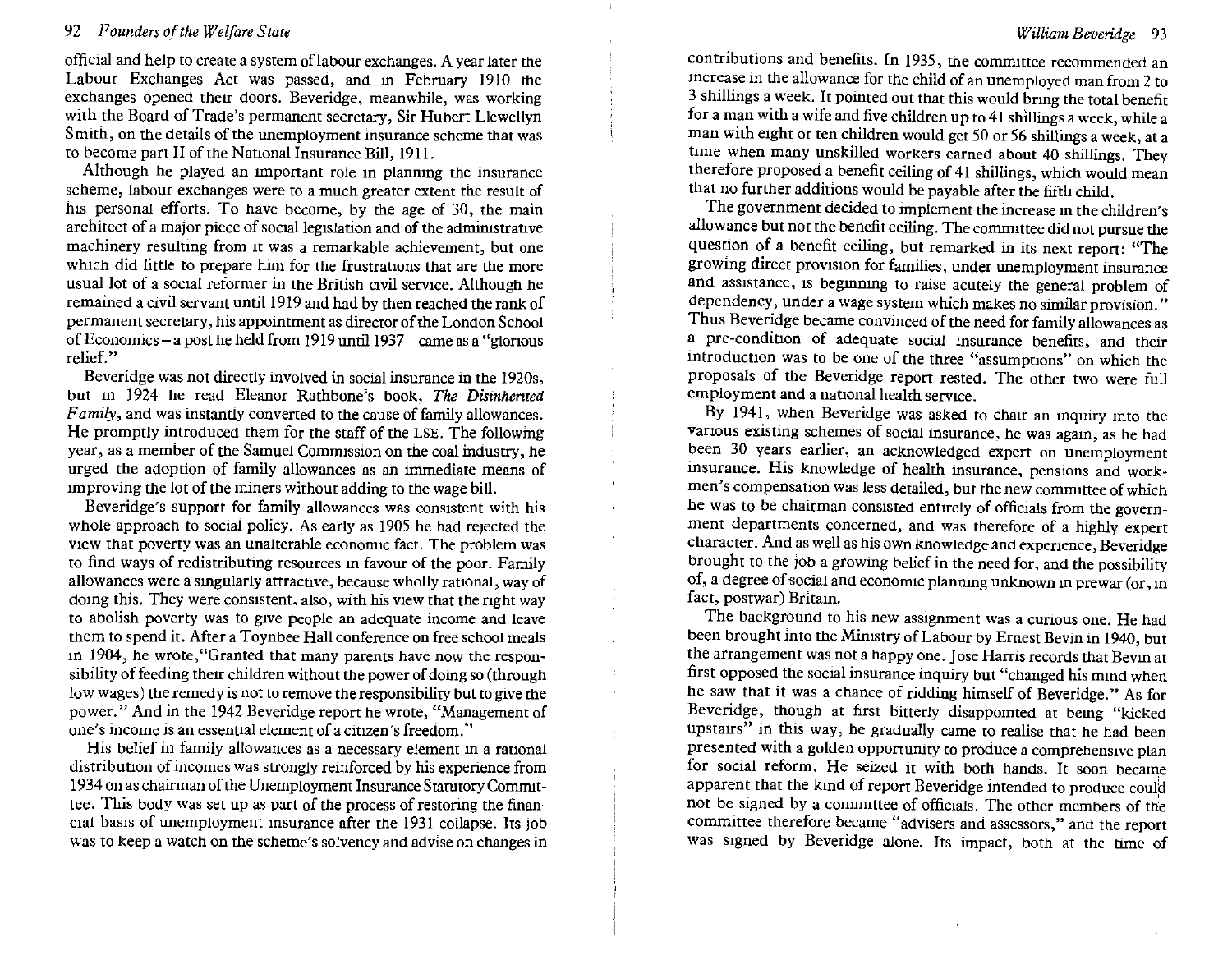official and help to create a system of labour exchanges. A year later the Labour Exchanges Act was passed, and in February 1910 the exchanges opened their doors. Beveridge, meanwhile, was working with the Board of Trade's permanent secretary, Sir Hubert Llewellyn Smith, on the details of the unemployment insurance scheme that was to become part II of the National Insurance Bill, 1911.

Although he played an important role in planning the insurance scheme, labour exchanges were to a much greater extent the result of his personal efforts. To have become, by the age of 30, the main architect of a major piece of social legislation and of the administrative machinery resulting from it was a remarkable achievement, but one which did little to prepare him for the frustrations that are the more usual lot of a social reformer in the British civil service. Although he remained a civil servant until 1919 and had by then reached the rank of permanent secretary, his appointment as director of the London School of Economics – a post he held from 1919 until 1937 – came as a "glorious relief."

Beveridge was not directly involved in social insurance in the 1920s, but in 1924 he read Eleanor Rathbone's book, *The Disinherited Family*, and was instantly converted to the cause of family allowances. He promptly introduced them for the staff of the LSE. The following year, as a member of the Samuel Commission on the coal industry, he urged the adoption of family allowances as an immediate means of improving the lot of the miners without adding to the wage bill.

Beveridge's support for family allowances was consistent with his whole approach to social policy. As early as 1905 he had rejected the view that poverty was an unalterable economic fact. The problem was to find ways of redistributing resources in favour of the poor. Family allowances were a singularly attractive, because wholly rational, way of doing this. They were consistent, also, with his view that the right way to abolish poverty was to give people an adequate income and leave them to spend it. After a Toynbee Hall conference on free school meals in 1904, he wrote,"Granted that many parents have now the responsibility of feeding their children without the power of doing so (through low wages) the remedy is not to remove the responsibility but to give the power." And in the 1942 Beveridge report he wrote, "Management of one's income is an essential element of a citizen's freedom."

His belief in family allowances as a necessary element in a rational distribution of incomes was strongly reinforced by his experience from 1934 on as chairman of the Unemployment Insurance Statutory Committee. This body was set up as part of the process of restoring the financial basis of unemployment insurance after the 1931 collapse. Its job was to keep a watch on the scheme's solvency and advise on changes in contributions and benefits. In 1935, the committee recommended an increase in the allowance for the child of an unemployed man from 2 to 3 shillings a week. It pointed out that this would bring the total benefit for a man with a wife and five children up to 41 shillings a week, while a man with eight or ten children would get 50 or 56 shillings a week, at a time when many unskilled workers earned about 40 shillings. They therefore proposed a benefit ceiling of 41 shillings, which would mean that no further additions would be payable after the fifth child.

The government decided to implement the increase in the children's allowance but not the benefit ceiling. The committee did not pursue the question of a benefit ceiling, but remarked in its next report: "The growing direct provision for families, under unemployment insurance and assistance, is beginning to raise acutely the general problem of dependency, under a wage system which makes no similar provision." Thus Beveridge became convinced of the need for family allowances as a pre-condition of adequate social insurance benefits, and their introduction was to be one of the three "assumptions" on which the proposals of the Beveridge report rested. The other two were full employment and a national health service.

By 1941, when Beveridge was asked to chair an inquiry into the various existing schemes of social insurance, he was again, as he had been 30 years earlier, an acknowledged expert on unemployment insurance. His knowledge of health insurance, pensions and workmen's compensation was less detailed, but the new committee of which he was to be chairman consisted entirely of officials from the government departments concerned, and was therefore of a highly expert character. And as well as his own knowledge and experience, Beveridge brought to the job a growing belief in the need for, and the possibility of, a degree of social and economic planning unknown in prewar (or, in fact, postwar) Britain.

The background to his new assignment was a curious one. He had been brought into the Ministry of Labour by Ernest Bevin in 1940, but the arrangement was not a happy one. Jose Harris records that Bevin at first opposed the social insurance inquiry but "changed his mind when he saw that it was a chance of ridding himself of Beveridge." As for Beveridge, though at first bitterly disappointed at being "kicked upstairs" in this way, he gradually came to realise that he had been presented with a golden opportunity to produce a comprehensive plan for social reform. He seized it with both hands. It soon became apparent that the kind of report Beveridge intended to produce could not be signed by a committee of officials. The other members of the committee therefore became "advisers and assessors," and the report was signed by Beveridge alone. Its impact, both at the time of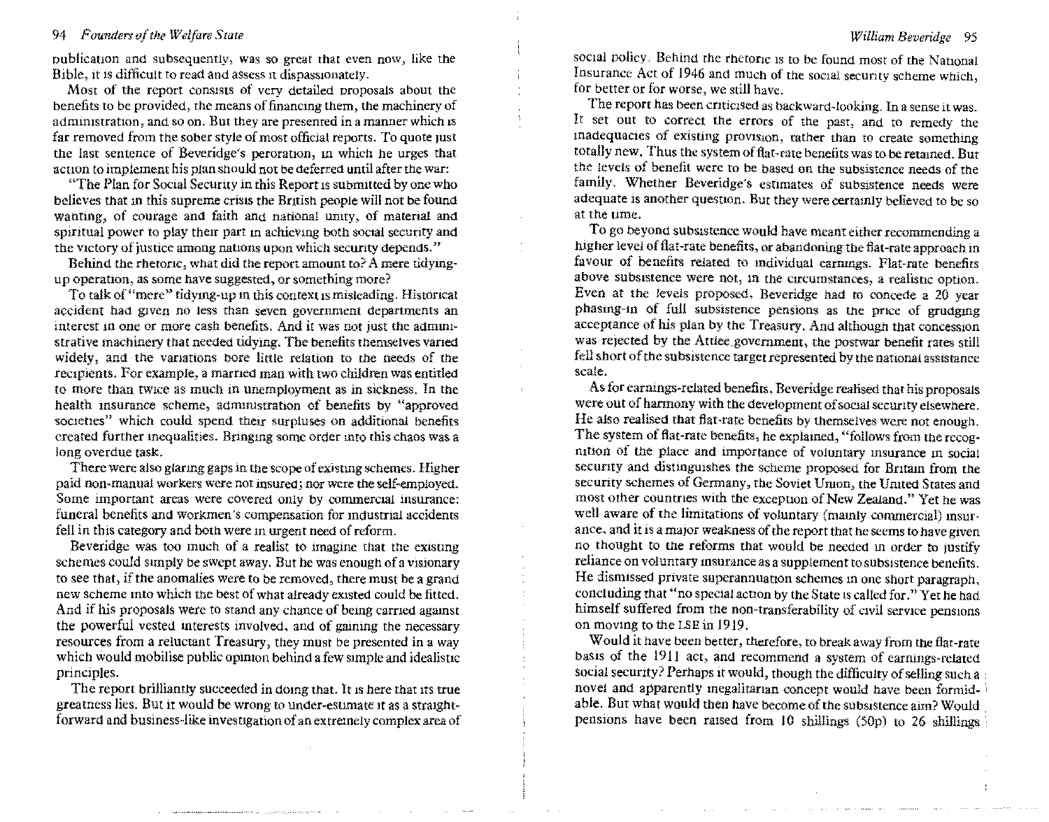publication and subsequently, was so great that even now, like the Bible, it is difficult to read and assess it dispassionately.

Most of the report consists of very detailed proposals about the benefits to be provided, the means of financing them, the machinery of administration, and so on. But they are presented in a manner which is far removed from the sober style of most official reports. To quote just the last sentence of Beveridge's peroration, in which he urges that action to implement his plan should not be deferred until after the war:

"The Plan for Social Security in this Report is submitted by one who believes that in this supreme crisis the British people will not be found wanting, of courage and faith and national unity, of material and spiritual power to play their part in achieving both social security and the victory of justice among nations upon which security depends."

Behind the rhetoric, what did the report amount to? A mere tidying-up operation, as some have suggested, or something more?

To talk of "mere" tidying-up in this context is misleading. Historical accident had given no less than seven government departments an interest in one or more cash benefits. And it was not just the administrative machinery that needed tidying. The benefits themselves varied widely, and the variations bore little relation to the needs of the recipients. For example, a married man with two children was entitled to more than twice as much in unemployment as in sickness. In the health insurance scheme, administration of benefits by "approved societies" which could spend their surpluses on additional benefits created further inequalities. Bringing some order into this chaos was a long overdue task.

There were also glaring gaps in the scope of existing schemes. Higher paid non-manual workers were not insured; nor were the self-employed. Some important areas were covered only by commercial insurance: funeral benefits and workmen's compensation for industrial accidents fell in this category and both were in urgent need of reform.

Beveridge was too much of a realist to imagine that the existing schemes could simply be swept away. But he was enough of a visionary to see that, if the anomalies were to be removed, there must be a grand new scheme into which the best of what already existed could be fitted. And if his proposals were to stand any chance of being carried against the powerful vested interests involved, and of gaining the necessary resources from a reluctant Treasury, they must be presented in a way which would mobilise public opinion behind a few simple and idealistic principles.

The report brilliantly succeeded in doing that. It is here that its true greatness lies. But it would be wrong to under-estimate it as a straightforward and business-like investigation of an extremely complex area of social policy. Behind the rhetoric is to be found most of the National Insurance Act of 1946 and much of the social security scheme which, for better or for worse, we still have.

The report has been criticised as backward-looking. In a sense it was. It set out to correct the errors of the past, and to remedy the inadequacies of existing provision, rather than to create something totally new. Thus the system of flat-rate benefits was to be retained. But the levels of benefit were to be based on the subsistence needs of the family. Whether Beveridge's estimates of subsistence needs were adequate is another question. But they were certainly believed to be so at the time.

To go beyond subsistence would have meant either recommending a higher level of flat-rate benefits, or abandoning the flat-rate approach in favour of benefits related to individual earnings. Flat-rate benefits above subsistence were not, in the circumstances, a realistic option. Even at the levels proposed, Beveridge had to concede a 20 year phasing-in of full subsistence pensions as the price of grudging acceptance of his plan by the Treasury. And although that concession was rejected by the Attlee government, the postwar benefit rates still fell short of the subsistence target represented by the national assistance scale.

As for earnings-related benefits, Beveridge realised that his proposals were out of harmony with the development of social security elsewhere. He also realised that flat-rate benefits by themselves were not enough. The system of flat-rate benefits, he explained, "follows from the recognition of the place and importance of voluntary insurance in social security and distinguishes the scheme proposed for Britain from the security schemes of Germany, the Soviet Union, the United States and most other countries with the exception of New Zealand." Yet he was well aware of the limitations of voluntary (mainly commercial) insurance, and it is a major weakness of the report that he seems to have given no thought to the reforms that would be needed in order to justify reliance on voluntary insurance as a supplement to subsistence benefits. He dismissed private superannuation schemes in one short paragraph, concluding that "no special action by the State is called for." Yet he had himself suffered from the non-transferability of civil service pensions on moving to the LSE in 1919.

Would it have been better, therefore, to break away from the flat-rate basis of the 1911 act, and recommend a system of earnings-related social security? Perhaps it would, though the difficulty of selling such a novel and apparently inegalitarian concept would have been formidable. But what would then have become of the subsistence aim? Would pensions have been raised from 10 shillings (50p) to 26 shillings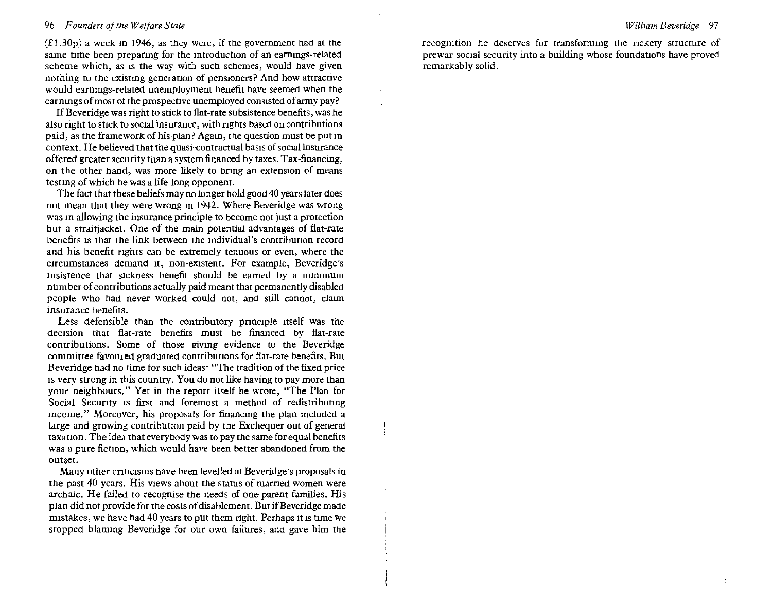(£1.30p) a week in 1946, as they were, if the government had at the same time been preparing for the introduction of an earnings-related scheme which, as is the way with such schemes, would have given nothing to the existing generation of pensioners? And how attractive would earnings-related unemployment benefit have seemed when the earnings of most of the prospective unemployed consisted of army pay?

If Beveridge was right to stick to flat-rate subsistence benefits, was he also right to stick to social insurance, with rights based on contributions paid, as the framework of his plan? Again, the question must be put in context. He believed that the quasi-contractual basis of social insurance offered greater security than a system financed by taxes. Tax-financing, on the other hand, was more likely to bring an extension of means testing of which he was a life-long opponent.

The fact that these beliefs may no longer hold good 40 years later does not mean that they were wrong in 1942. Where Beveridge was wrong was in allowing the insurance principle to become not just a protection but a straitjacket. One of the main potential advantages of flat-rate benefits is that the link between the individual's contribution record and his benefit rights can be extremely tenuous or even, where the circumstances demand it, non-existent. For example, Beveridge's insistence that sickness benefit should be earned by a minimum number of contributions actually paid meant that permanently disabled people who had never worked could not, and still cannot, claim insurance benefits.

Less defensible than the contributory principle itself was the decision that flat-rate benefits must be financed by flat-rate contributions. Some of those giving evidence to the Beveridge committee favoured graduated contributions for flat-rate benefits. But Beveridge had no time for such ideas: "The tradition of the fixed price is very strong in this country. You do not like having to pay more than your neighbours." Yet in the report itself he wrote, "The Plan for Social Security is first and foremost a method of redistributing income." Moreover, his proposals for financing the plan included a large and growing contribution paid by the Exchequer out of general taxation. The idea that everybody was to pay the same for equal benefits was a pure fiction, which would have been better abandoned from the outset.

Many other criticisms have been levelled at Beveridge's proposals in the past 40 years. His views about the status of married women were archaic. He failed to recognise the needs of one-parent families. His plan did not provide for the costs of disablement. But if Beveridge made mistakes, we have had 40 years to put them right. Perhaps it is time we stopped blaming Beveridge for our own failures, and gave him the recognition he deserves for transforming the rickety structure of prewar social security into a building whose foundations have proved remarkably solid.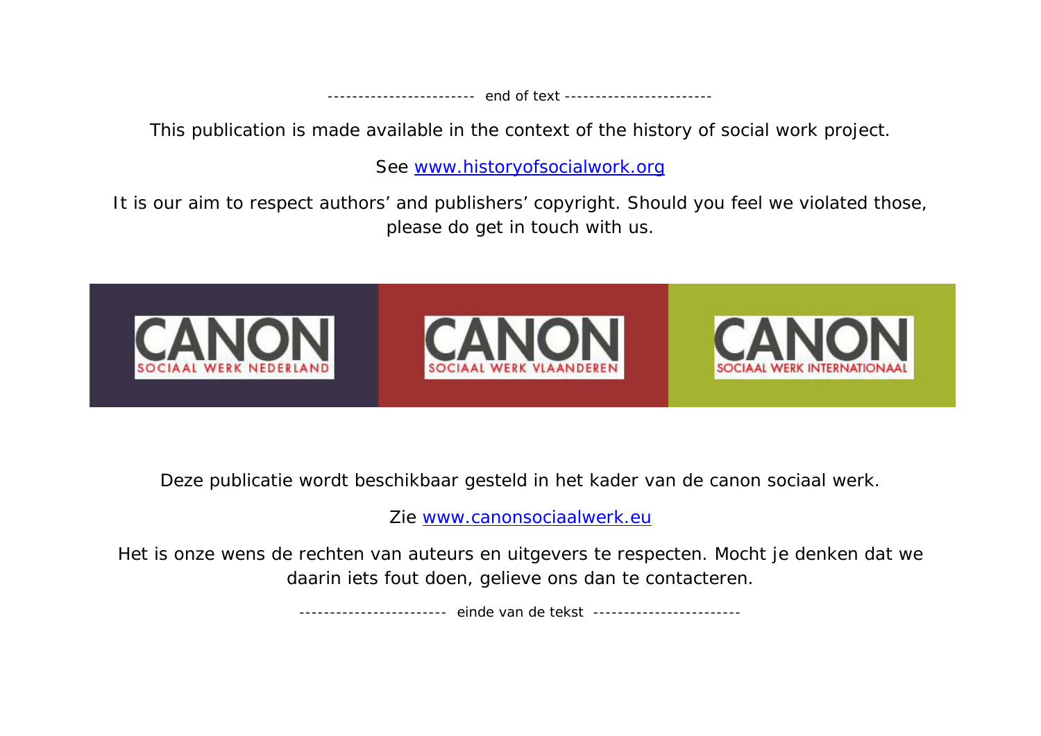----------------------- end of text -----------------------

This publication is made available in the context of the history of social work project.

See www.historyofsocialwork.org

It is our aim to respect authors' and publishers' copyright. Should you feel we violated those, please do get in touch with us.

CANON SOCIAAL WERK NEDERLAND

CANON SOCIAAL WERK VLAANDEREN

CANON SOCIAAL WERK INTERNATIONAAL

Deze publicatie wordt beschikbaar gesteld in het kader van de canon sociaal werk.

Zie www.canonsociaalwerk.eu

Het is onze wens de rechten van auteurs en uitgevers te respecten. Mocht je denken dat we daarin iets fout doen, gelieve ons dan te contacteren.

----------------------- einde van de tekst -----------------------